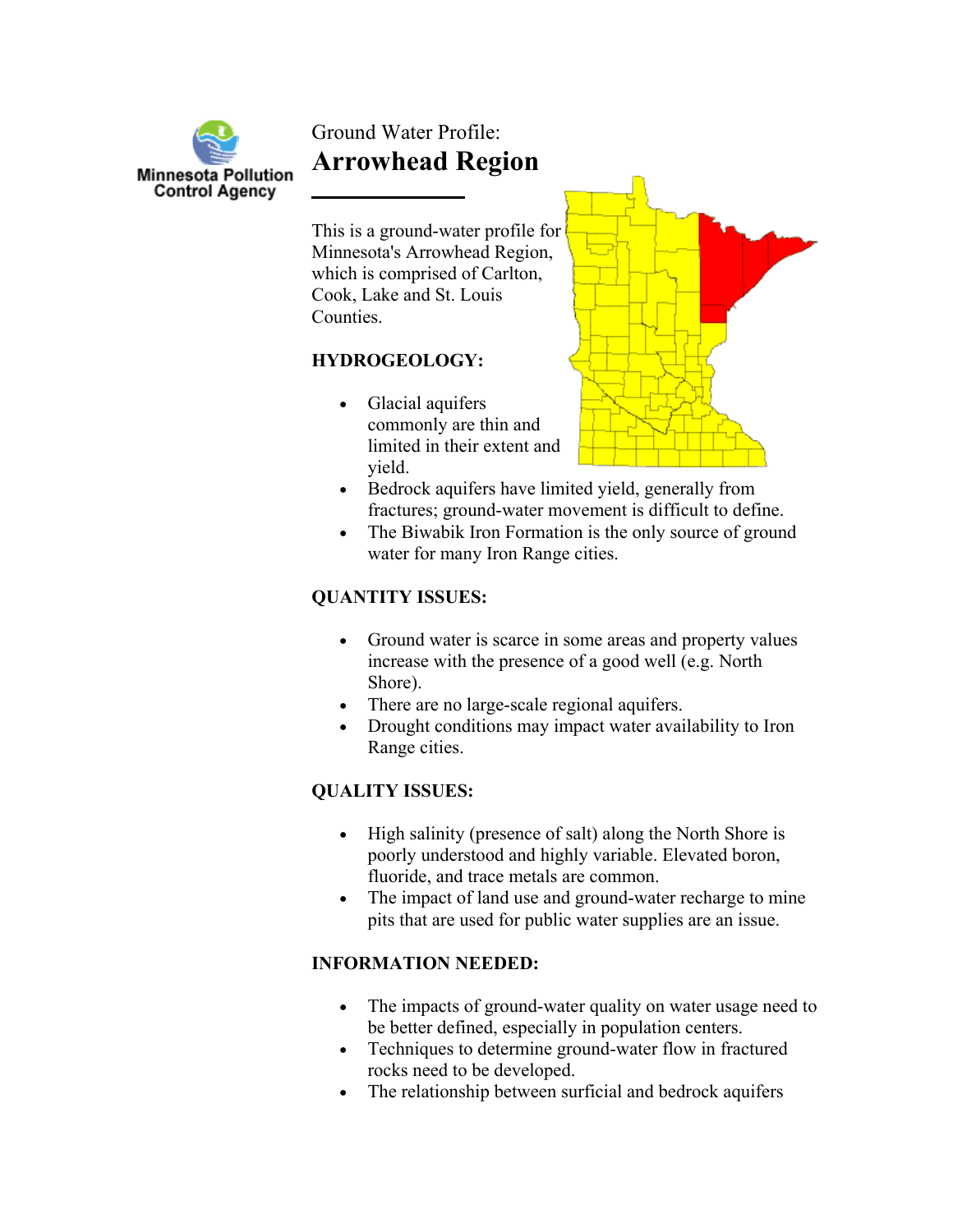Minnesota Pollution Control Agency

Ground Water Profile:

# Arrowhead Region

This is a ground-water profile for Minnesota's Arrowhead Region, which is comprised of Carlton, Cook, Lake and St. Louis Counties.

## HYDROGEOLOGY:

- Glacial aquifers commonly are thin and limited in their extent and yield.
- Bedrock aquifers have limited yield, generally from fractures; ground-water movement is difficult to define.
- The Biwabik Iron Formation is the only source of ground water for many Iron Range cities.

## QUANTITY ISSUES:

- Ground water is scarce in some areas and property values increase with the presence of a good well (e.g. North Shore).
- There are no large-scale regional aquifers.
- Drought conditions may impact water availability to Iron Range cities.

## QUALITY ISSUES:

- High salinity (presence of salt) along the North Shore is poorly understood and highly variable. Elevated boron, fluoride, and trace metals are common.
- The impact of land use and ground-water recharge to mine pits that are used for public water supplies are an issue.

## INFORMATION NEEDED:

- The impacts of ground-water quality on water usage need to be better defined, especially in population centers.
- Techniques to determine ground-water flow in fractured rocks need to be developed.
- The relationship between surficial and bedrock aquifers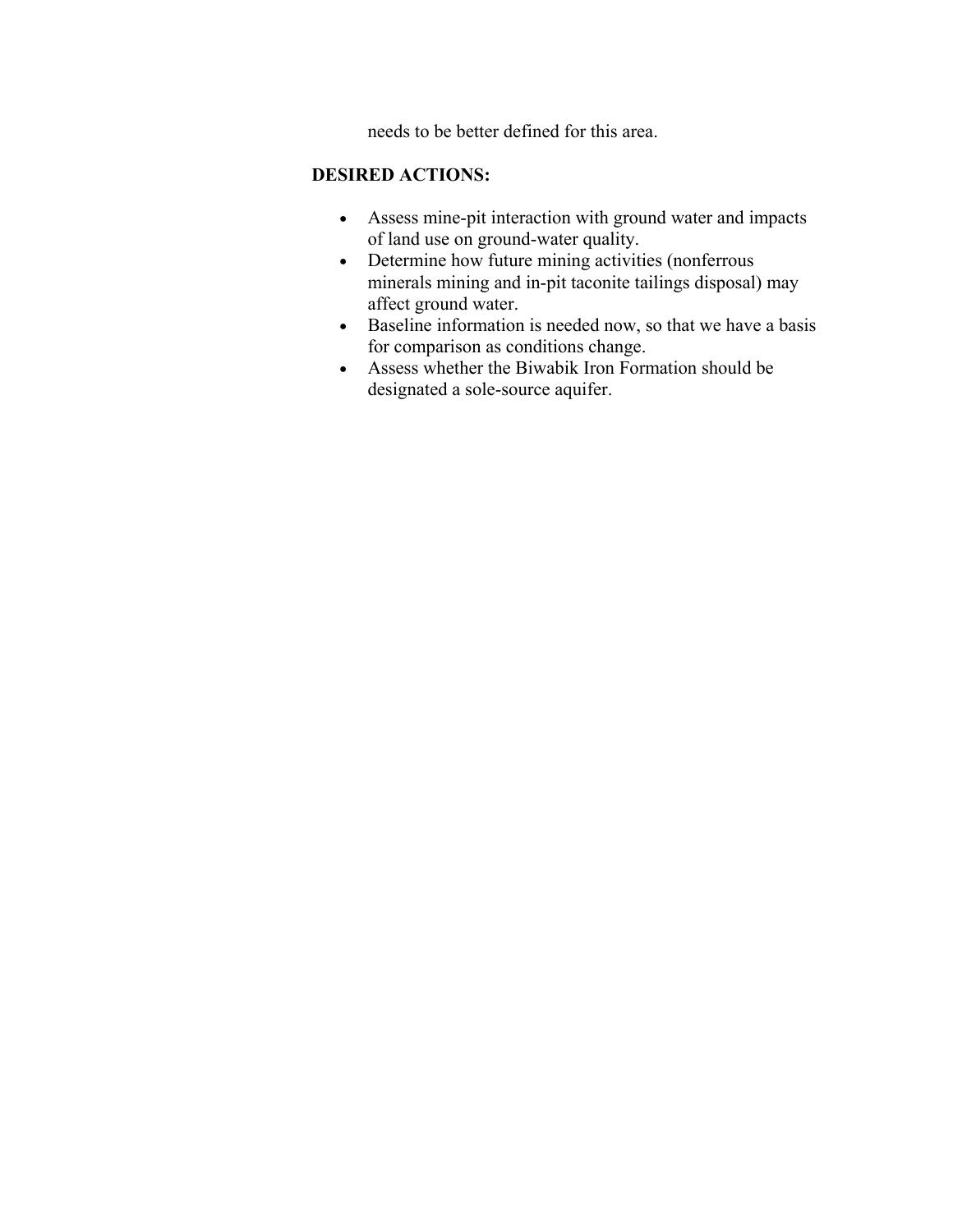needs to be better defined for this area.

**DESIRED ACTIONS:**

- Assess mine-pit interaction with ground water and impacts of land use on ground-water quality.
- Determine how future mining activities (nonferrous minerals mining and in-pit taconite tailings disposal) may affect ground water.
- Baseline information is needed now, so that we have a basis for comparison as conditions change.
- Assess whether the Biwabik Iron Formation should be designated a sole-source aquifer.